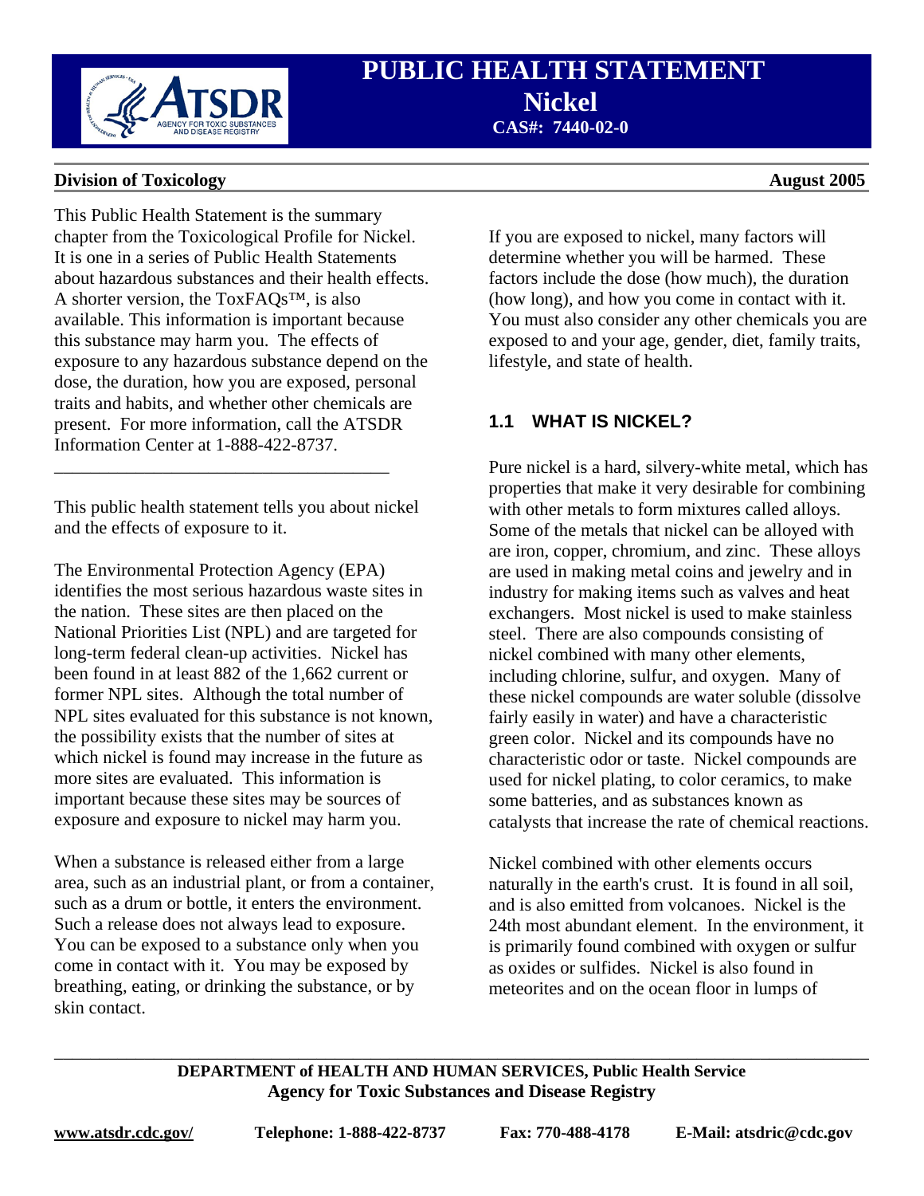# PUBLIC HEALTH STATEMENT
# Nickel
**CAS#: 7440-02-0**

**Division of Toxicology** **August 2005**

This Public Health Statement is the summary chapter from the Toxicological Profile for Nickel. It is one in a series of Public Health Statements about hazardous substances and their health effects. A shorter version, the ToxFAQs™, is also available. This information is important because this substance may harm you. The effects of exposure to any hazardous substance depend on the dose, the duration, how you are exposed, personal traits and habits, and whether other chemicals are present. For more information, call the ATSDR Information Center at 1-888-422-8737.

---

This public health statement tells you about nickel and the effects of exposure to it.

The Environmental Protection Agency (EPA) identifies the most serious hazardous waste sites in the nation. These sites are then placed on the National Priorities List (NPL) and are targeted for long-term federal clean-up activities. Nickel has been found in at least 882 of the 1,662 current or former NPL sites. Although the total number of NPL sites evaluated for this substance is not known, the possibility exists that the number of sites at which nickel is found may increase in the future as more sites are evaluated. This information is important because these sites may be sources of exposure and exposure to nickel may harm you.

When a substance is released either from a large area, such as an industrial plant, or from a container, such as a drum or bottle, it enters the environment. Such a release does not always lead to exposure. You can be exposed to a substance only when you come in contact with it. You may be exposed by breathing, eating, or drinking the substance, or by skin contact.

If you are exposed to nickel, many factors will determine whether you will be harmed. These factors include the dose (how much), the duration (how long), and how you come in contact with it. You must also consider any other chemicals you are exposed to and your age, gender, diet, family traits, lifestyle, and state of health.

## 1.1 WHAT IS NICKEL?

Pure nickel is a hard, silvery-white metal, which has properties that make it very desirable for combining with other metals to form mixtures called alloys. Some of the metals that nickel can be alloyed with are iron, copper, chromium, and zinc. These alloys are used in making metal coins and jewelry and in industry for making items such as valves and heat exchangers. Most nickel is used to make stainless steel. There are also compounds consisting of nickel combined with many other elements, including chlorine, sulfur, and oxygen. Many of these nickel compounds are water soluble (dissolve fairly easily in water) and have a characteristic green color. Nickel and its compounds have no characteristic odor or taste. Nickel compounds are used for nickel plating, to color ceramics, to make some batteries, and as substances known as catalysts that increase the rate of chemical reactions.

Nickel combined with other elements occurs naturally in the earth's crust. It is found in all soil, and is also emitted from volcanoes. Nickel is the 24th most abundant element. In the environment, it is primarily found combined with oxygen or sulfur as oxides or sulfides. Nickel is also found in meteorites and on the ocean floor in lumps of

**DEPARTMENT of HEALTH AND HUMAN SERVICES, Public Health Service**
**Agency for Toxic Substances and Disease Registry**

www.atsdr.cdc.gov/ **Telephone: 1-888-422-8737** **Fax: 770-488-4178** **E-Mail: atsdric@cdc.gov**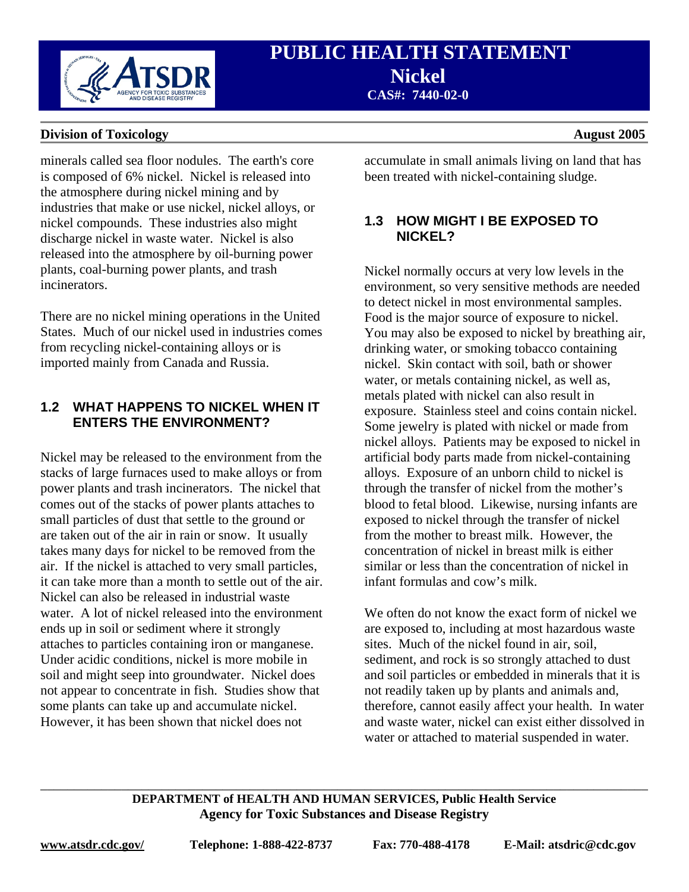minerals called sea floor nodules. The earth's core is composed of 6% nickel. Nickel is released into the atmosphere during nickel mining and by industries that make or use nickel, nickel alloys, or nickel compounds. These industries also might discharge nickel in waste water. Nickel is also released into the atmosphere by oil-burning power plants, coal-burning power plants, and trash incinerators.

There are no nickel mining operations in the United States. Much of our nickel used in industries comes from recycling nickel-containing alloys or is imported mainly from Canada and Russia.

## 1.2 WHAT HAPPENS TO NICKEL WHEN IT ENTERS THE ENVIRONMENT?

Nickel may be released to the environment from the stacks of large furnaces used to make alloys or from power plants and trash incinerators. The nickel that comes out of the stacks of power plants attaches to small particles of dust that settle to the ground or are taken out of the air in rain or snow. It usually takes many days for nickel to be removed from the air. If the nickel is attached to very small particles, it can take more than a month to settle out of the air. Nickel can also be released in industrial waste water. A lot of nickel released into the environment ends up in soil or sediment where it strongly attaches to particles containing iron or manganese. Under acidic conditions, nickel is more mobile in soil and might seep into groundwater. Nickel does not appear to concentrate in fish. Studies show that some plants can take up and accumulate nickel. However, it has been shown that nickel does not accumulate in small animals living on land that has been treated with nickel-containing sludge.

## 1.3 HOW MIGHT I BE EXPOSED TO NICKEL?

Nickel normally occurs at very low levels in the environment, so very sensitive methods are needed to detect nickel in most environmental samples. Food is the major source of exposure to nickel. You may also be exposed to nickel by breathing air, drinking water, or smoking tobacco containing nickel. Skin contact with soil, bath or shower water, or metals containing nickel, as well as, metals plated with nickel can also result in exposure. Stainless steel and coins contain nickel. Some jewelry is plated with nickel or made from nickel alloys. Patients may be exposed to nickel in artificial body parts made from nickel-containing alloys. Exposure of an unborn child to nickel is through the transfer of nickel from the mother's blood to fetal blood. Likewise, nursing infants are exposed to nickel through the transfer of nickel from the mother to breast milk. However, the concentration of nickel in breast milk is either similar or less than the concentration of nickel in infant formulas and cow's milk.

We often do not know the exact form of nickel we are exposed to, including at most hazardous waste sites. Much of the nickel found in air, soil, sediment, and rock is so strongly attached to dust and soil particles or embedded in minerals that it is not readily taken up by plants and animals and, therefore, cannot easily affect your health. In water and waste water, nickel can exist either dissolved in water or attached to material suspended in water.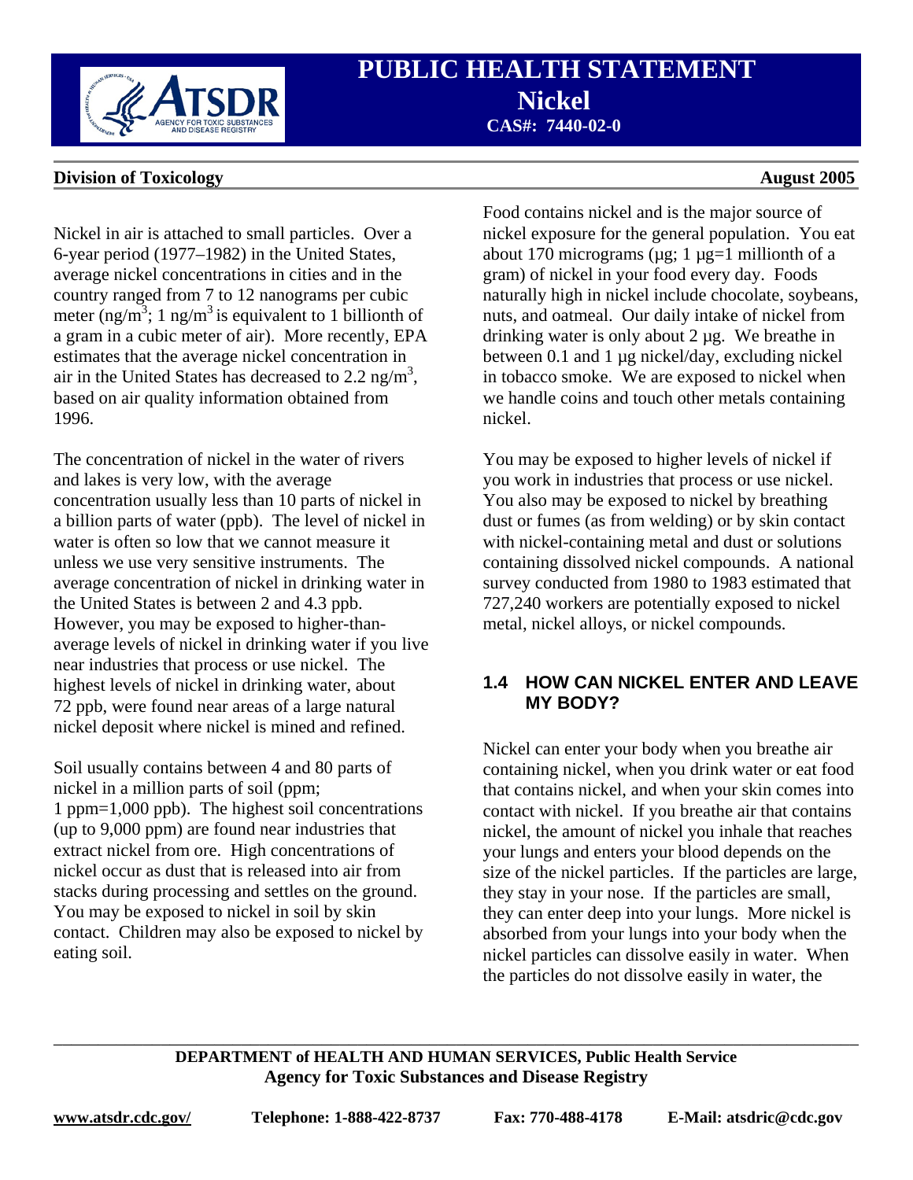Nickel in air is attached to small particles. Over a 6-year period (1977–1982) in the United States, average nickel concentrations in cities and in the country ranged from 7 to 12 nanograms per cubic meter (ng/m$^3$; 1 ng/m$^3$ is equivalent to 1 billionth of a gram in a cubic meter of air). More recently, EPA estimates that the average nickel concentration in air in the United States has decreased to 2.2 ng/m$^3$, based on air quality information obtained from 1996.

The concentration of nickel in the water of rivers and lakes is very low, with the average concentration usually less than 10 parts of nickel in a billion parts of water (ppb). The level of nickel in water is often so low that we cannot measure it unless we use very sensitive instruments. The average concentration of nickel in drinking water in the United States is between 2 and 4.3 ppb. However, you may be exposed to higher-than-average levels of nickel in drinking water if you live near industries that process or use nickel. The highest levels of nickel in drinking water, about 72 ppb, were found near areas of a large natural nickel deposit where nickel is mined and refined.

Soil usually contains between 4 and 80 parts of nickel in a million parts of soil (ppm; 1 ppm=1,000 ppb). The highest soil concentrations (up to 9,000 ppm) are found near industries that extract nickel from ore. High concentrations of nickel occur as dust that is released into air from stacks during processing and settles on the ground. You may be exposed to nickel in soil by skin contact. Children may also be exposed to nickel by eating soil.

Food contains nickel and is the major source of nickel exposure for the general population. You eat about 170 micrograms (µg; 1 µg=1 millionth of a gram) of nickel in your food every day. Foods naturally high in nickel include chocolate, soybeans, nuts, and oatmeal. Our daily intake of nickel from drinking water is only about 2 µg. We breathe in between 0.1 and 1 µg nickel/day, excluding nickel in tobacco smoke. We are exposed to nickel when we handle coins and touch other metals containing nickel.

You may be exposed to higher levels of nickel if you work in industries that process or use nickel. You also may be exposed to nickel by breathing dust or fumes (as from welding) or by skin contact with nickel-containing metal and dust or solutions containing dissolved nickel compounds. A national survey conducted from 1980 to 1983 estimated that 727,240 workers are potentially exposed to nickel metal, nickel alloys, or nickel compounds.

## 1.4 HOW CAN NICKEL ENTER AND LEAVE MY BODY?

Nickel can enter your body when you breathe air containing nickel, when you drink water or eat food that contains nickel, and when your skin comes into contact with nickel. If you breathe air that contains nickel, the amount of nickel you inhale that reaches your lungs and enters your blood depends on the size of the nickel particles. If the particles are large, they stay in your nose. If the particles are small, they can enter deep into your lungs. More nickel is absorbed from your lungs into your body when the nickel particles can dissolve easily in water. When the particles do not dissolve easily in water, the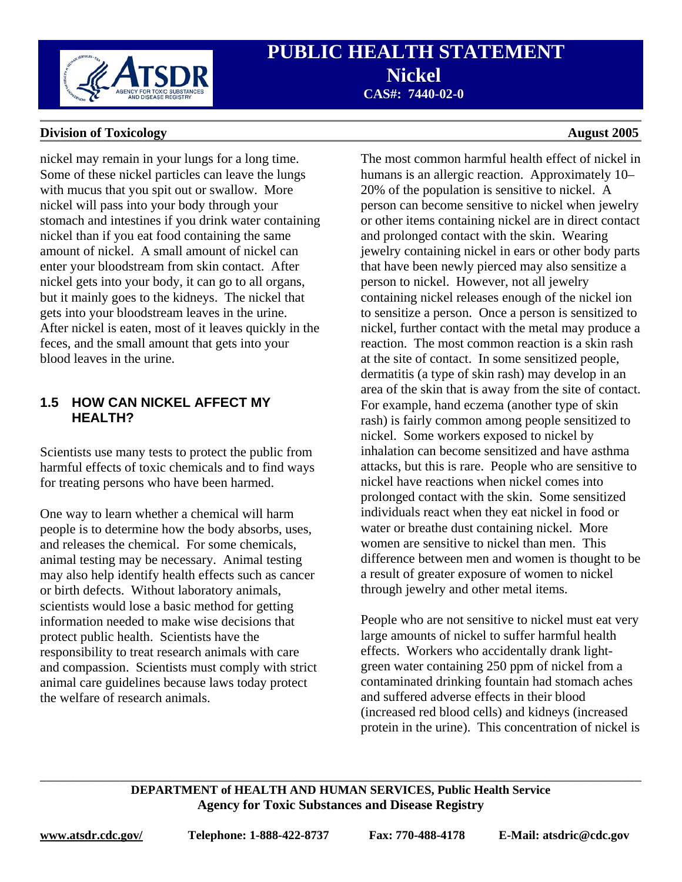nickel may remain in your lungs for a long time. Some of these nickel particles can leave the lungs with mucus that you spit out or swallow. More nickel will pass into your body through your stomach and intestines if you drink water containing nickel than if you eat food containing the same amount of nickel. A small amount of nickel can enter your bloodstream from skin contact. After nickel gets into your body, it can go to all organs, but it mainly goes to the kidneys. The nickel that gets into your bloodstream leaves in the urine. After nickel is eaten, most of it leaves quickly in the feces, and the small amount that gets into your blood leaves in the urine.

## 1.5 HOW CAN NICKEL AFFECT MY HEALTH?

Scientists use many tests to protect the public from harmful effects of toxic chemicals and to find ways for treating persons who have been harmed.

One way to learn whether a chemical will harm people is to determine how the body absorbs, uses, and releases the chemical. For some chemicals, animal testing may be necessary. Animal testing may also help identify health effects such as cancer or birth defects. Without laboratory animals, scientists would lose a basic method for getting information needed to make wise decisions that protect public health. Scientists have the responsibility to treat research animals with care and compassion. Scientists must comply with strict animal care guidelines because laws today protect the welfare of research animals.

The most common harmful health effect of nickel in humans is an allergic reaction. Approximately 10–20% of the population is sensitive to nickel. A person can become sensitive to nickel when jewelry or other items containing nickel are in direct contact and prolonged contact with the skin. Wearing jewelry containing nickel in ears or other body parts that have been newly pierced may also sensitize a person to nickel. However, not all jewelry containing nickel releases enough of the nickel ion to sensitize a person. Once a person is sensitized to nickel, further contact with the metal may produce a reaction. The most common reaction is a skin rash at the site of contact. In some sensitized people, dermatitis (a type of skin rash) may develop in an area of the skin that is away from the site of contact. For example, hand eczema (another type of skin rash) is fairly common among people sensitized to nickel. Some workers exposed to nickel by inhalation can become sensitized and have asthma attacks, but this is rare. People who are sensitive to nickel have reactions when nickel comes into prolonged contact with the skin. Some sensitized individuals react when they eat nickel in food or water or breathe dust containing nickel. More women are sensitive to nickel than men. This difference between men and women is thought to be a result of greater exposure of women to nickel through jewelry and other metal items.

People who are not sensitive to nickel must eat very large amounts of nickel to suffer harmful health effects. Workers who accidentally drank light-green water containing 250 ppm of nickel from a contaminated drinking fountain had stomach aches and suffered adverse effects in their blood (increased red blood cells) and kidneys (increased protein in the urine). This concentration of nickel is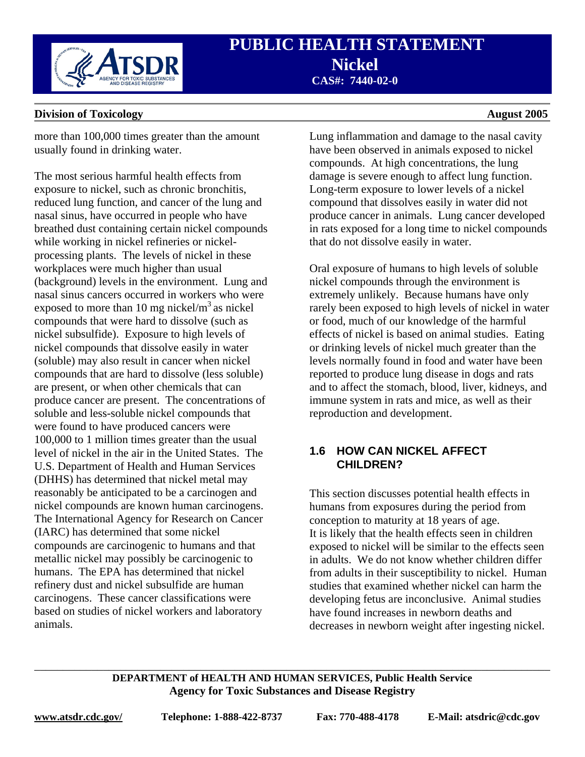more than 100,000 times greater than the amount usually found in drinking water.

The most serious harmful health effects from exposure to nickel, such as chronic bronchitis, reduced lung function, and cancer of the lung and nasal sinus, have occurred in people who have breathed dust containing certain nickel compounds while working in nickel refineries or nickel-processing plants. The levels of nickel in these workplaces were much higher than usual (background) levels in the environment. Lung and nasal sinus cancers occurred in workers who were exposed to more than 10 mg nickel/$m^3$ as nickel compounds that were hard to dissolve (such as nickel subsulfide). Exposure to high levels of nickel compounds that dissolve easily in water (soluble) may also result in cancer when nickel compounds that are hard to dissolve (less soluble) are present, or when other chemicals that can produce cancer are present. The concentrations of soluble and less-soluble nickel compounds that were found to have produced cancers were 100,000 to 1 million times greater than the usual level of nickel in the air in the United States. The U.S. Department of Health and Human Services (DHHS) has determined that nickel metal may reasonably be anticipated to be a carcinogen and nickel compounds are known human carcinogens. The International Agency for Research on Cancer (IARC) has determined that some nickel compounds are carcinogenic to humans and that metallic nickel may possibly be carcinogenic to humans. The EPA has determined that nickel refinery dust and nickel subsulfide are human carcinogens. These cancer classifications were based on studies of nickel workers and laboratory animals.

Lung inflammation and damage to the nasal cavity have been observed in animals exposed to nickel compounds. At high concentrations, the lung damage is severe enough to affect lung function. Long-term exposure to lower levels of a nickel compound that dissolves easily in water did not produce cancer in animals. Lung cancer developed in rats exposed for a long time to nickel compounds that do not dissolve easily in water.

Oral exposure of humans to high levels of soluble nickel compounds through the environment is extremely unlikely. Because humans have only rarely been exposed to high levels of nickel in water or food, much of our knowledge of the harmful effects of nickel is based on animal studies. Eating or drinking levels of nickel much greater than the levels normally found in food and water have been reported to produce lung disease in dogs and rats and to affect the stomach, blood, liver, kidneys, and immune system in rats and mice, as well as their reproduction and development.

## 1.6 HOW CAN NICKEL AFFECT CHILDREN?

This section discusses potential health effects in humans from exposures during the period from conception to maturity at 18 years of age.
It is likely that the health effects seen in children exposed to nickel will be similar to the effects seen in adults. We do not know whether children differ from adults in their susceptibility to nickel. Human studies that examined whether nickel can harm the developing fetus are inconclusive. Animal studies have found increases in newborn deaths and decreases in newborn weight after ingesting nickel.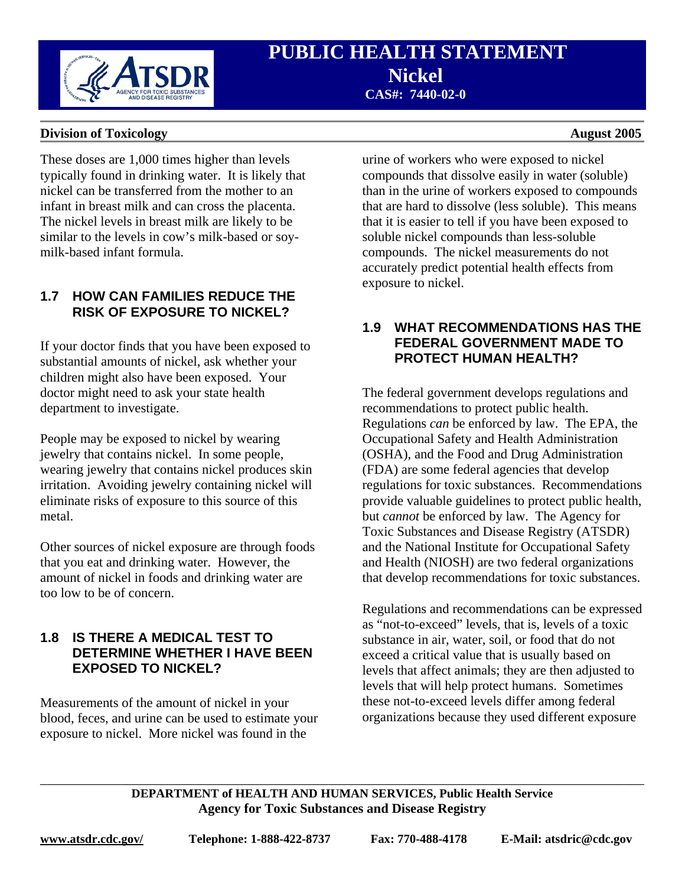These doses are 1,000 times higher than levels typically found in drinking water. It is likely that nickel can be transferred from the mother to an infant in breast milk and can cross the placenta. The nickel levels in breast milk are likely to be similar to the levels in cow's milk-based or soy-milk-based infant formula.

## 1.7 HOW CAN FAMILIES REDUCE THE RISK OF EXPOSURE TO NICKEL?

If your doctor finds that you have been exposed to substantial amounts of nickel, ask whether your children might also have been exposed. Your doctor might need to ask your state health department to investigate.

People may be exposed to nickel by wearing jewelry that contains nickel. In some people, wearing jewelry that contains nickel produces skin irritation. Avoiding jewelry containing nickel will eliminate risks of exposure to this source of this metal.

Other sources of nickel exposure are through foods that you eat and drinking water. However, the amount of nickel in foods and drinking water are too low to be of concern.

## 1.8 IS THERE A MEDICAL TEST TO DETERMINE WHETHER I HAVE BEEN EXPOSED TO NICKEL?

Measurements of the amount of nickel in your blood, feces, and urine can be used to estimate your exposure to nickel. More nickel was found in the urine of workers who were exposed to nickel compounds that dissolve easily in water (soluble) than in the urine of workers exposed to compounds that are hard to dissolve (less soluble). This means that it is easier to tell if you have been exposed to soluble nickel compounds than less-soluble compounds. The nickel measurements do not accurately predict potential health effects from exposure to nickel.

## 1.9 WHAT RECOMMENDATIONS HAS THE FEDERAL GOVERNMENT MADE TO PROTECT HUMAN HEALTH?

The federal government develops regulations and recommendations to protect public health. Regulations *can* be enforced by law. The EPA, the Occupational Safety and Health Administration (OSHA), and the Food and Drug Administration (FDA) are some federal agencies that develop regulations for toxic substances. Recommendations provide valuable guidelines to protect public health, but *cannot* be enforced by law. The Agency for Toxic Substances and Disease Registry (ATSDR) and the National Institute for Occupational Safety and Health (NIOSH) are two federal organizations that develop recommendations for toxic substances.

Regulations and recommendations can be expressed as "not-to-exceed" levels, that is, levels of a toxic substance in air, water, soil, or food that do not exceed a critical value that is usually based on levels that affect animals; they are then adjusted to levels that will help protect humans. Sometimes these not-to-exceed levels differ among federal organizations because they used different exposure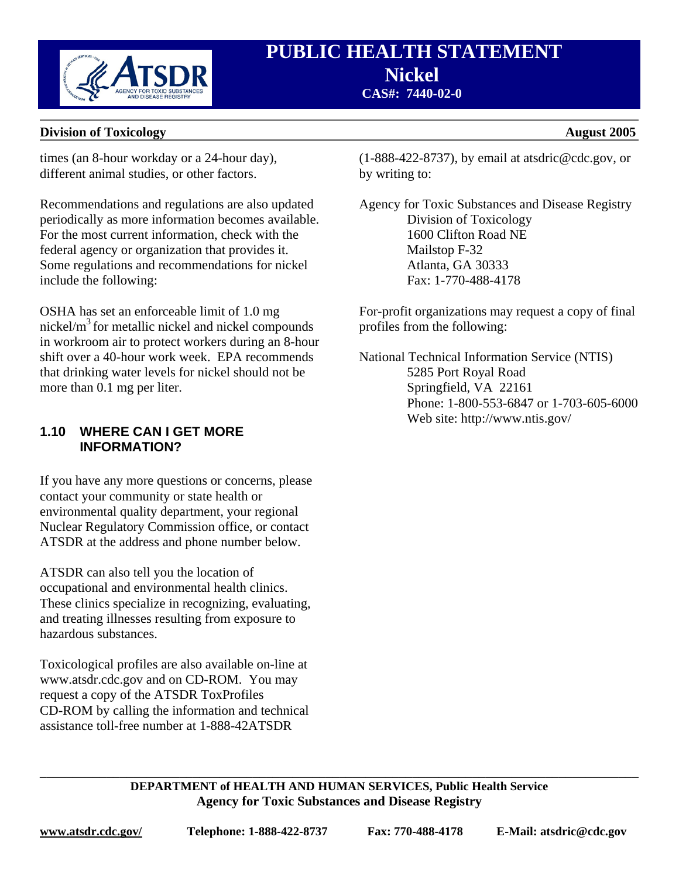times (an 8-hour workday or a 24-hour day), different animal studies, or other factors.

Recommendations and regulations are also updated periodically as more information becomes available. For the most current information, check with the federal agency or organization that provides it. Some regulations and recommendations for nickel include the following:

OSHA has set an enforceable limit of 1.0 mg nickel/$m^3$ for metallic nickel and nickel compounds in workroom air to protect workers during an 8-hour shift over a 40-hour work week. EPA recommends that drinking water levels for nickel should not be more than 0.1 mg per liter.

## 1.10 WHERE CAN I GET MORE INFORMATION?

If you have any more questions or concerns, please contact your community or state health or environmental quality department, your regional Nuclear Regulatory Commission office, or contact ATSDR at the address and phone number below.

ATSDR can also tell you the location of occupational and environmental health clinics. These clinics specialize in recognizing, evaluating, and treating illnesses resulting from exposure to hazardous substances.

Toxicological profiles are also available on-line at www.atsdr.cdc.gov and on CD-ROM. You may request a copy of the ATSDR ToxProfiles CD-ROM by calling the information and technical assistance toll-free number at 1-888-42ATSDR (1-888-422-8737), by email at atsdric@cdc.gov, or by writing to:

Agency for Toxic Substances and Disease Registry
Division of Toxicology
1600 Clifton Road NE
Mailstop F-32
Atlanta, GA 30333
Fax: 1-770-488-4178

For-profit organizations may request a copy of final profiles from the following:

National Technical Information Service (NTIS)
5285 Port Royal Road
Springfield, VA 22161
Phone: 1-800-553-6847 or 1-703-605-6000
Web site: http://www.ntis.gov/